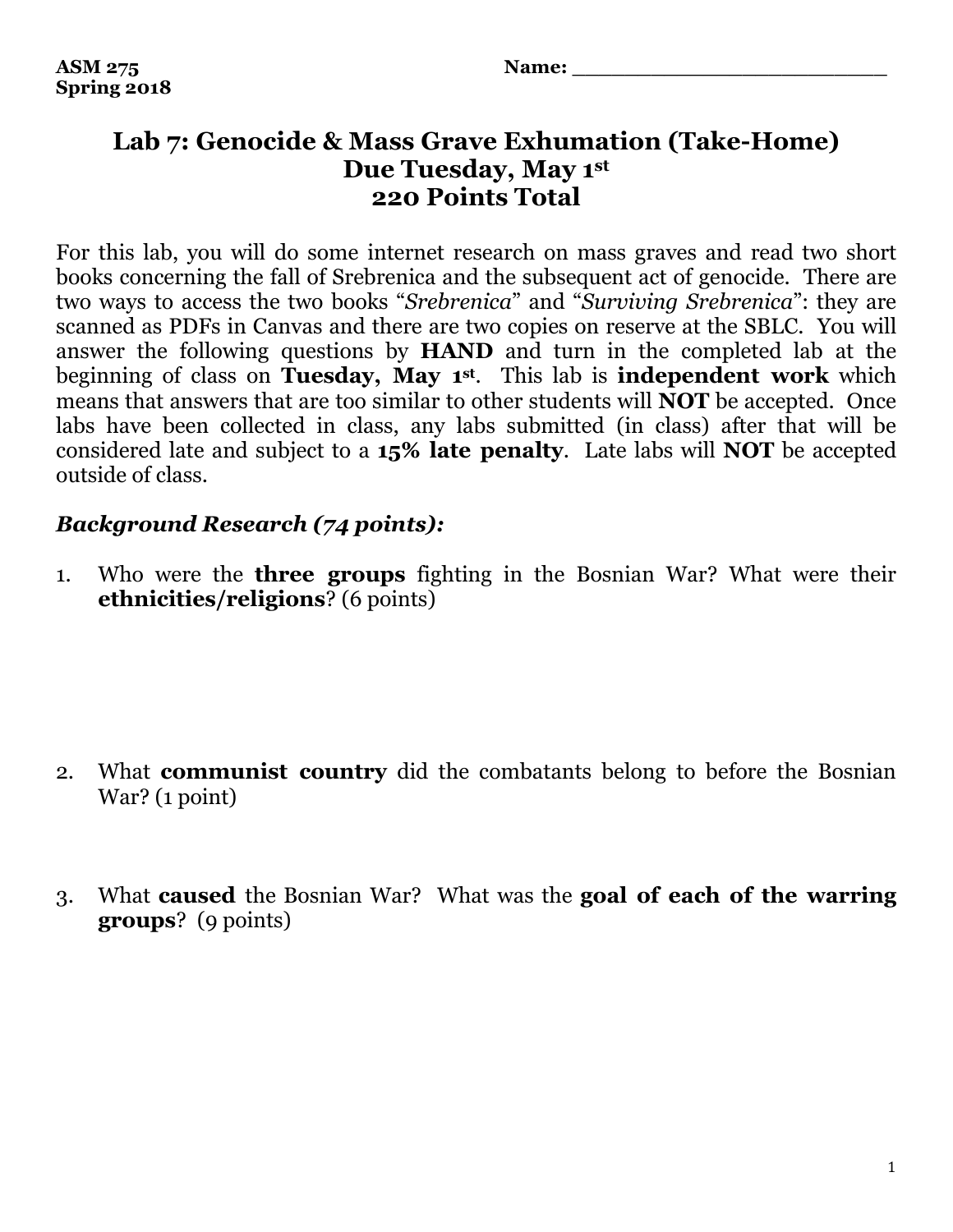ASM 275
Spring 2018

Name: ________________________

# Lab 7: Genocide & Mass Grave Exhumation (Take-Home)
## Due Tuesday, May 1st
## 220 Points Total

For this lab, you will do some internet research on mass graves and read two short books concerning the fall of Srebrenica and the subsequent act of genocide. There are two ways to access the two books "*Srebrenica*" and "*Surviving Srebrenica*": they are scanned as PDFs in Canvas and there are two copies on reserve at the SBLC. You will answer the following questions by **HAND** and turn in the completed lab at the beginning of class on **Tuesday, May 1st**. This lab is **independent work** which means that answers that are too similar to other students will **NOT** be accepted. Once labs have been collected in class, any labs submitted (in class) after that will be considered late and subject to a **15% late penalty**. Late labs will **NOT** be accepted outside of class.

### *Background Research (74 points):*

1. Who were the **three groups** fighting in the Bosnian War? What were their **ethnicities/religions**? (6 points)

2. What **communist country** did the combatants belong to before the Bosnian War? (1 point)

3. What **caused** the Bosnian War? What was the **goal of each of the warring groups**? (9 points)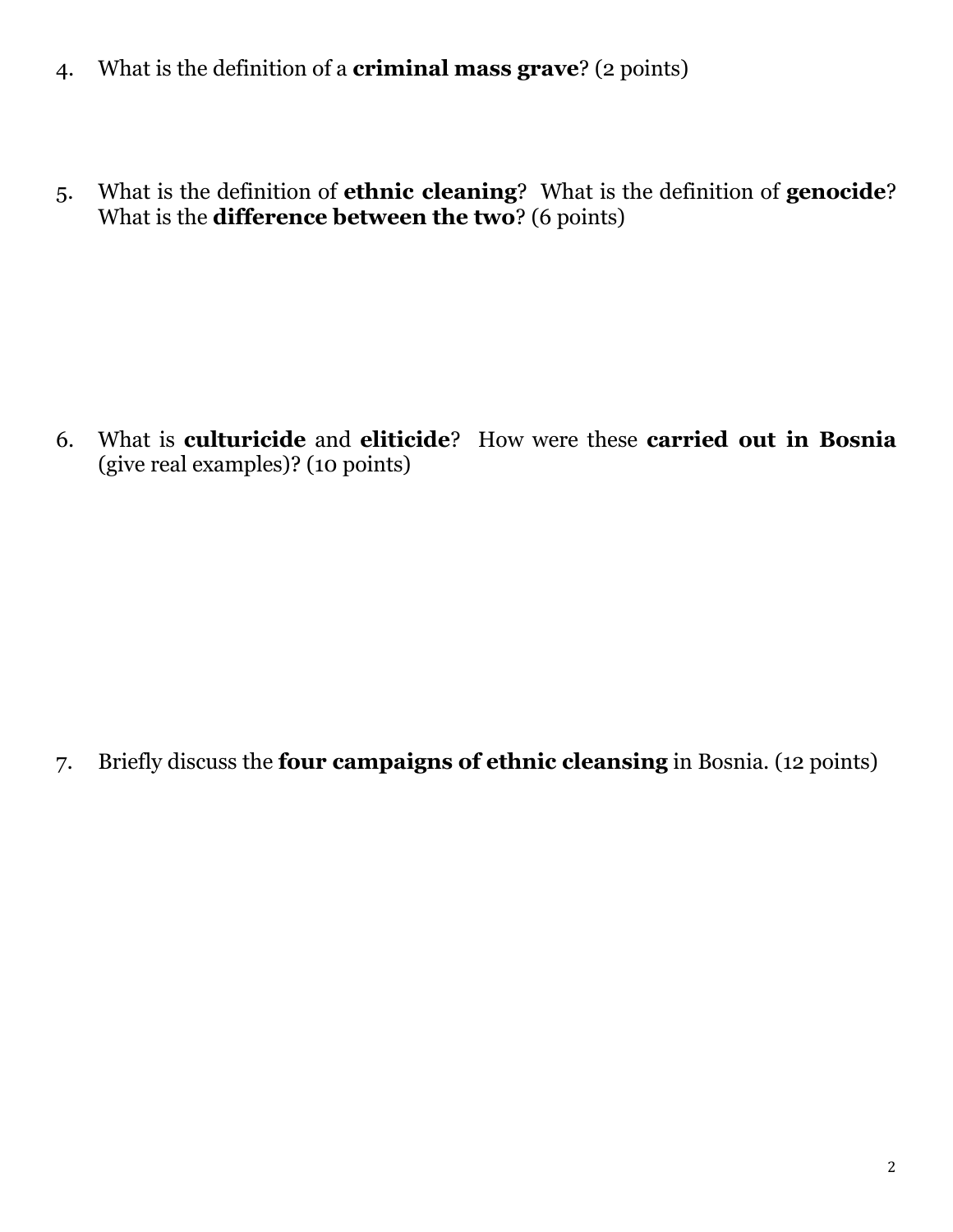4. What is the definition of a **criminal mass grave**? (2 points)

5. What is the definition of **ethnic cleaning**? What is the definition of **genocide**? What is the **difference between the two**? (6 points)

6. What is **culturicide** and **eliticide**? How were these **carried out in Bosnia** (give real examples)? (10 points)

7. Briefly discuss the **four campaigns of ethnic cleansing** in Bosnia. (12 points)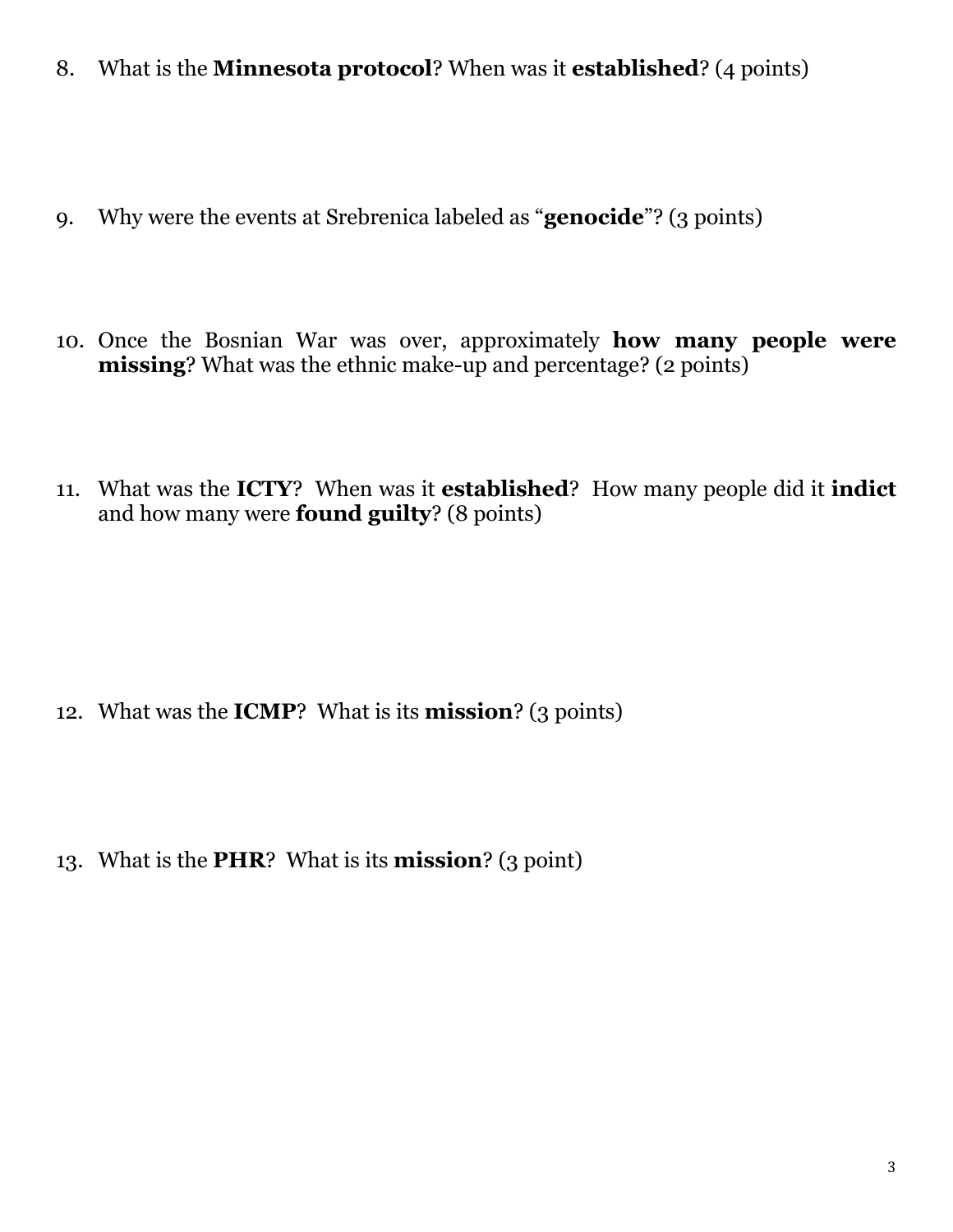8. What is the **Minnesota protocol**? When was it **established**? (4 points)

9. Why were the events at Srebrenica labeled as "**genocide**"? (3 points)

10. Once the Bosnian War was over, approximately **how many people were missing**? What was the ethnic make-up and percentage? (2 points)

11. What was the **ICTY**? When was it **established**? How many people did it **indict** and how many were **found guilty**? (8 points)

12. What was the **ICMP**? What is its **mission**? (3 points)

13. What is the **PHR**? What is its **mission**? (3 point)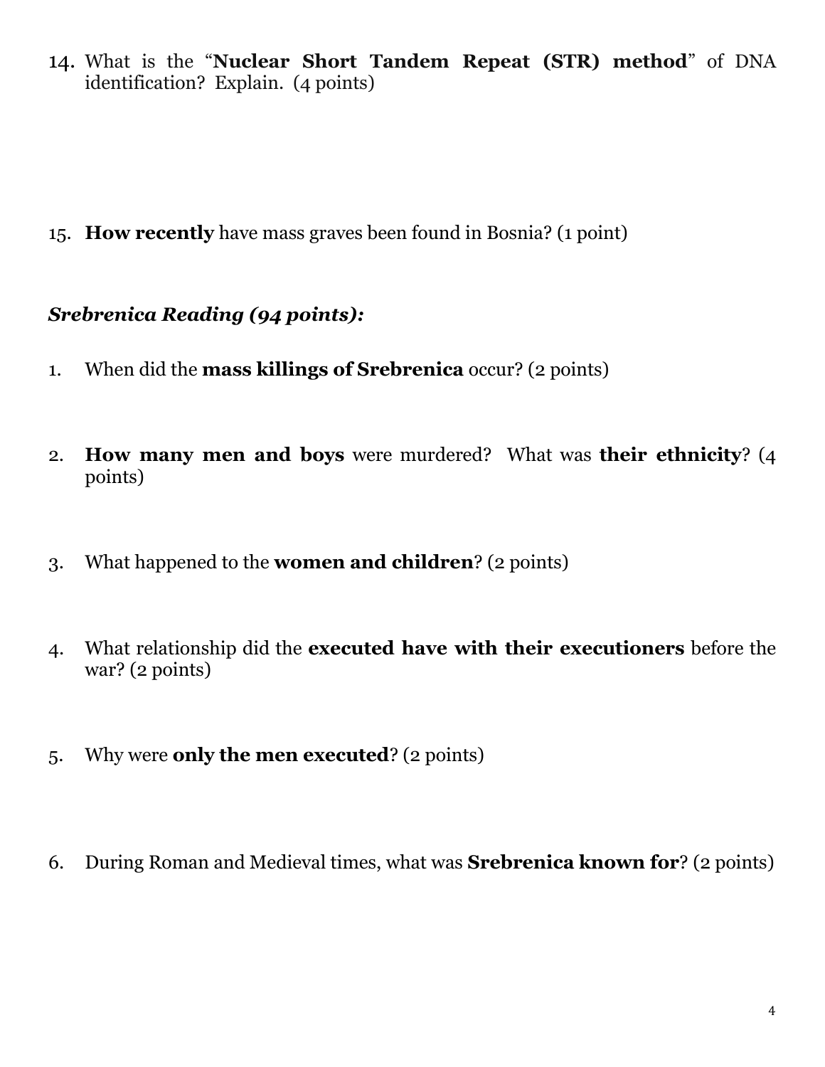14. What is the "**Nuclear Short Tandem Repeat (STR) method**" of DNA identification? Explain. (4 points)

15. **How recently** have mass graves been found in Bosnia? (1 point)

### *Srebrenica Reading (94 points):*

1. When did the **mass killings of Srebrenica** occur? (2 points)

2. **How many men and boys** were murdered? What was **their ethnicity**? (4 points)

3. What happened to the **women and children**? (2 points)

4. What relationship did the **executed have with their executioners** before the war? (2 points)

5. Why were **only the men executed**? (2 points)

6. During Roman and Medieval times, what was **Srebrenica known for**? (2 points)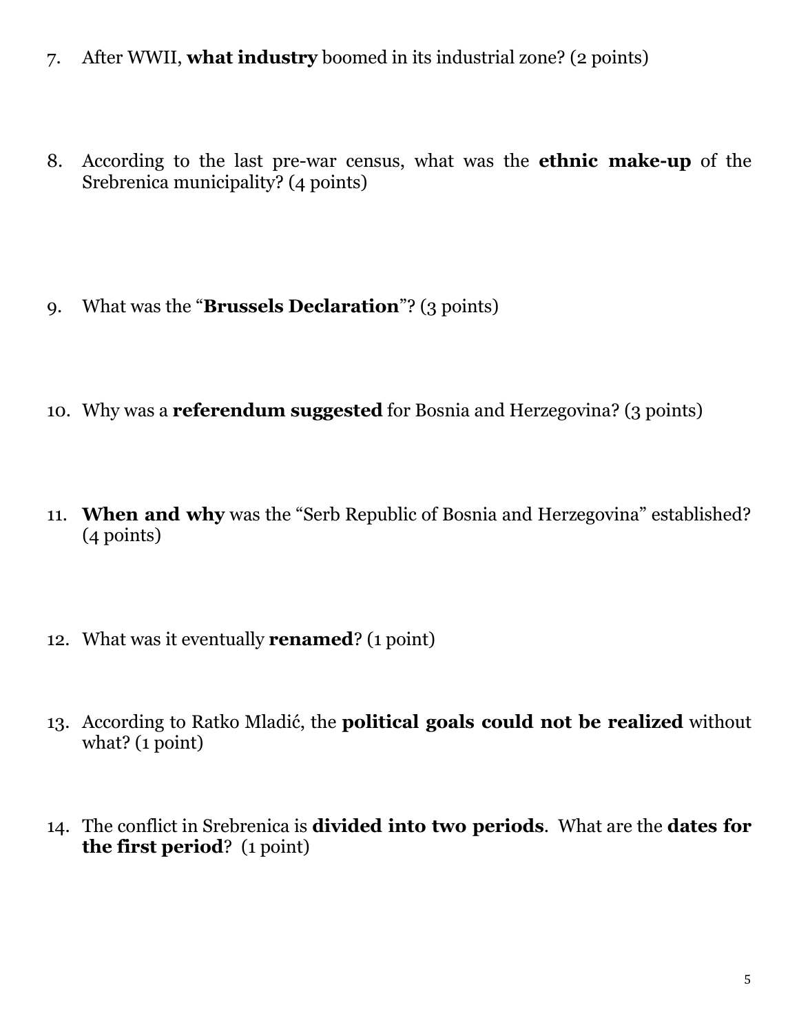7. After WWII, **what industry** boomed in its industrial zone? (2 points)

8. According to the last pre-war census, what was the **ethnic make-up** of the Srebrenica municipality? (4 points)

9. What was the "**Brussels Declaration**"? (3 points)

10. Why was a **referendum suggested** for Bosnia and Herzegovina? (3 points)

11. **When and why** was the "Serb Republic of Bosnia and Herzegovina" established? (4 points)

12. What was it eventually **renamed**? (1 point)

13. According to Ratko Mladić, the **political goals could not be realized** without what? (1 point)

14. The conflict in Srebrenica is **divided into two periods**. What are the **dates for the first period**? (1 point)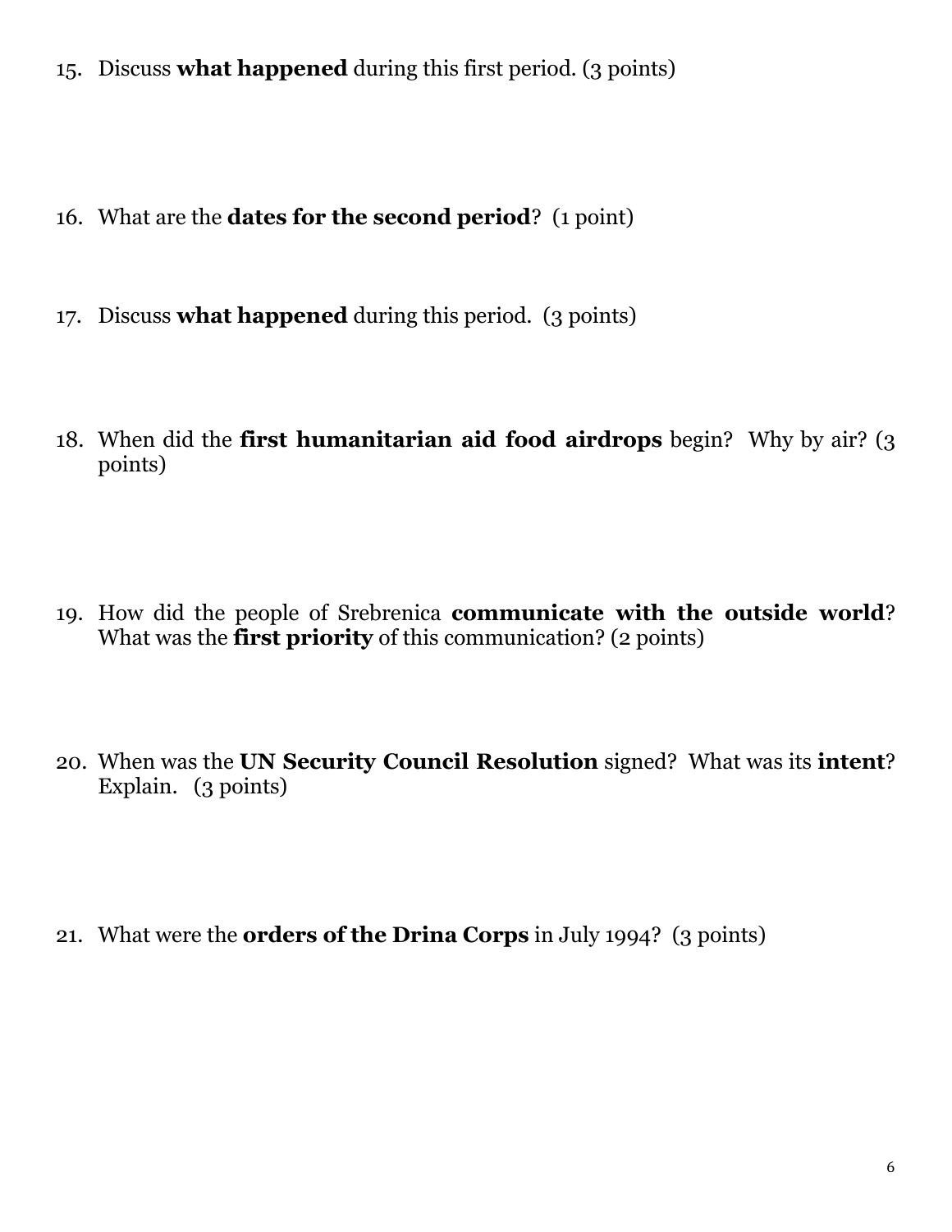15. Discuss **what happened** during this first period. (3 points)

16. What are the **dates for the second period**? (1 point)

17. Discuss **what happened** during this period. (3 points)

18. When did the **first humanitarian aid food airdrops** begin? Why by air? (3 points)

19. How did the people of Srebrenica **communicate with the outside world**? What was the **first priority** of this communication? (2 points)

20. When was the **UN Security Council Resolution** signed? What was its **intent**? Explain. (3 points)

21. What were the **orders of the Drina Corps** in July 1994? (3 points)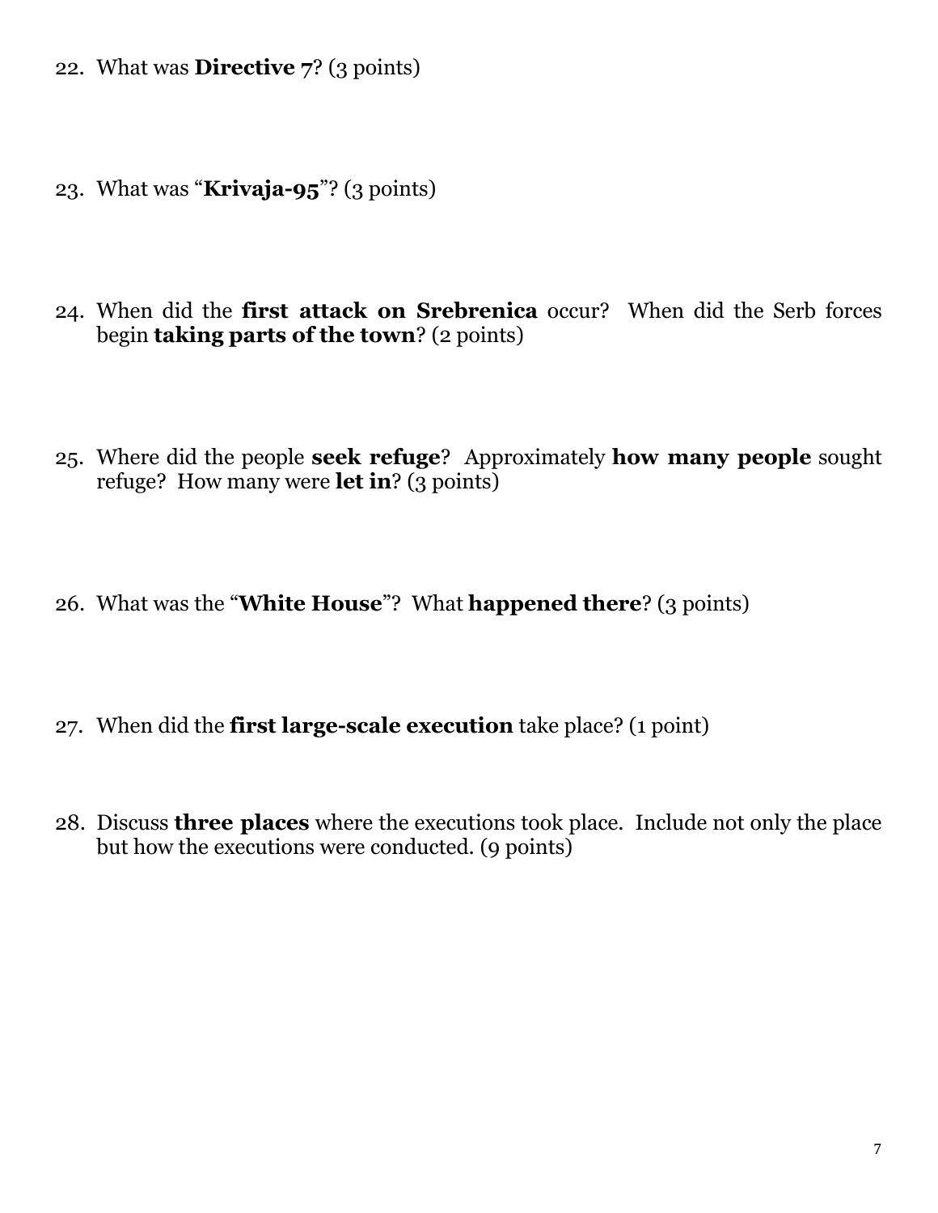22. What was **Directive 7**? (3 points)

23. What was "**Krivaja-95**"? (3 points)

24. When did the **first attack on Srebrenica** occur? When did the Serb forces begin **taking parts of the town**? (2 points)

25. Where did the people **seek refuge**? Approximately **how many people** sought refuge? How many were **let in**? (3 points)

26. What was the "**White House**"? What **happened there**? (3 points)

27. When did the **first large-scale execution** take place? (1 point)

28. Discuss **three places** where the executions took place. Include not only the place but how the executions were conducted. (9 points)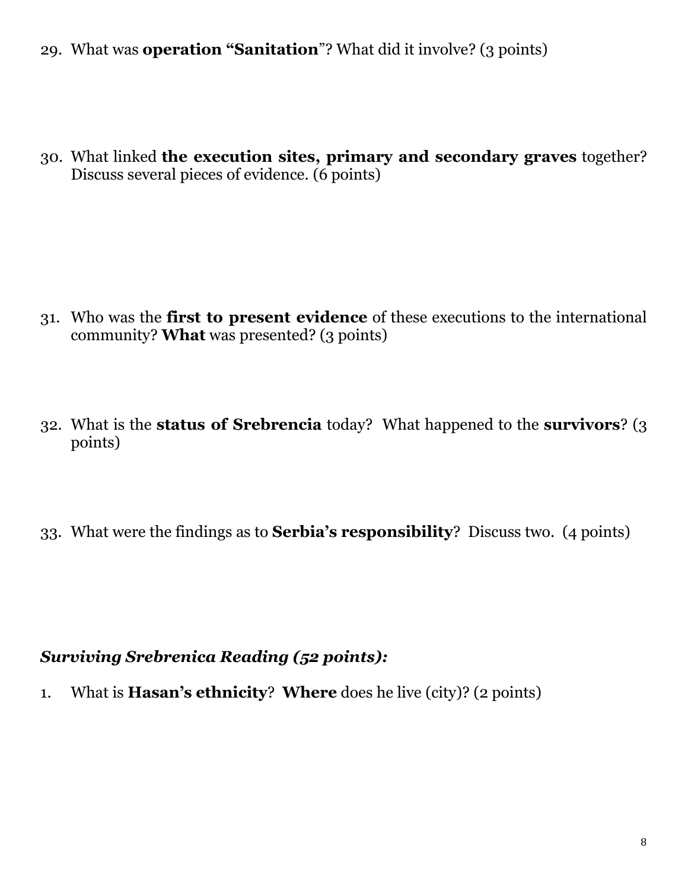29. What was **operation "Sanitation**"? What did it involve? (3 points)

30. What linked **the execution sites, primary and secondary graves** together? Discuss several pieces of evidence. (6 points)

31. Who was the **first to present evidence** of these executions to the international community? **What** was presented? (3 points)

32. What is the **status of Srebrencia** today? What happened to the **survivors**? (3 points)

33. What were the findings as to **Serbia's responsibility**? Discuss two. (4 points)

***Surviving Srebrenica Reading (52 points):***

1. What is **Hasan's ethnicity**? **Where** does he live (city)? (2 points)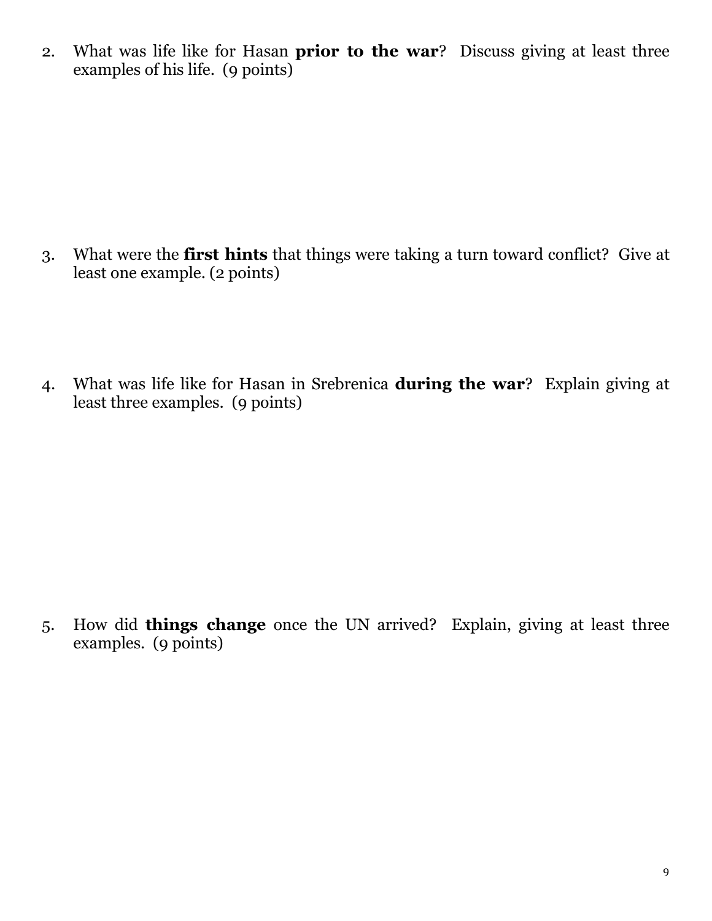2. What was life like for Hasan **prior to the war**? Discuss giving at least three examples of his life. (9 points)

3. What were the **first hints** that things were taking a turn toward conflict? Give at least one example. (2 points)

4. What was life like for Hasan in Srebrenica **during the war**? Explain giving at least three examples. (9 points)

5. How did **things change** once the UN arrived? Explain, giving at least three examples. (9 points)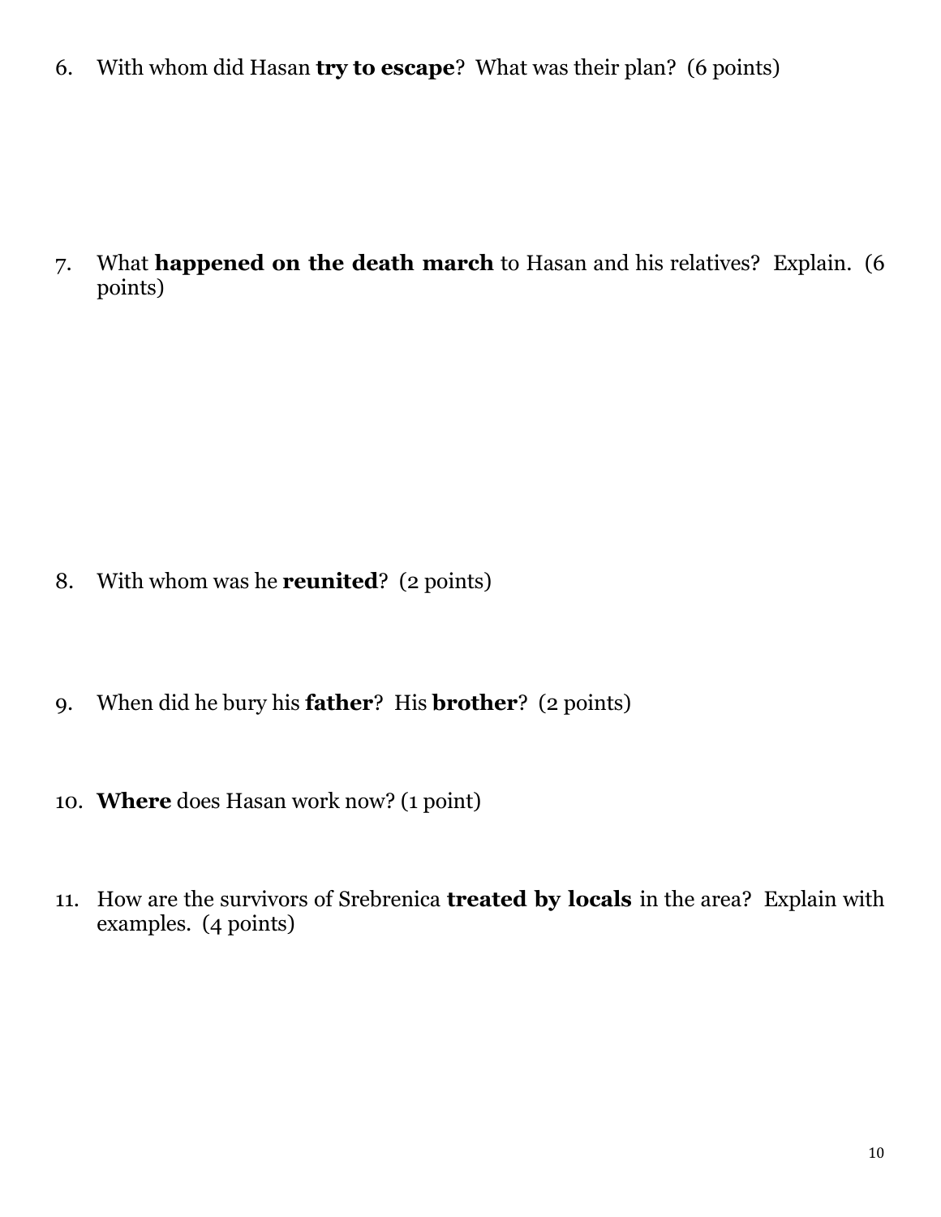6. With whom did Hasan **try to escape**? What was their plan? (6 points)

7. What **happened on the death march** to Hasan and his relatives? Explain. (6 points)

8. With whom was he **reunited**? (2 points)

9. When did he bury his **father**? His **brother**? (2 points)

10. **Where** does Hasan work now? (1 point)

11. How are the survivors of Srebrenica **treated by locals** in the area? Explain with examples. (4 points)